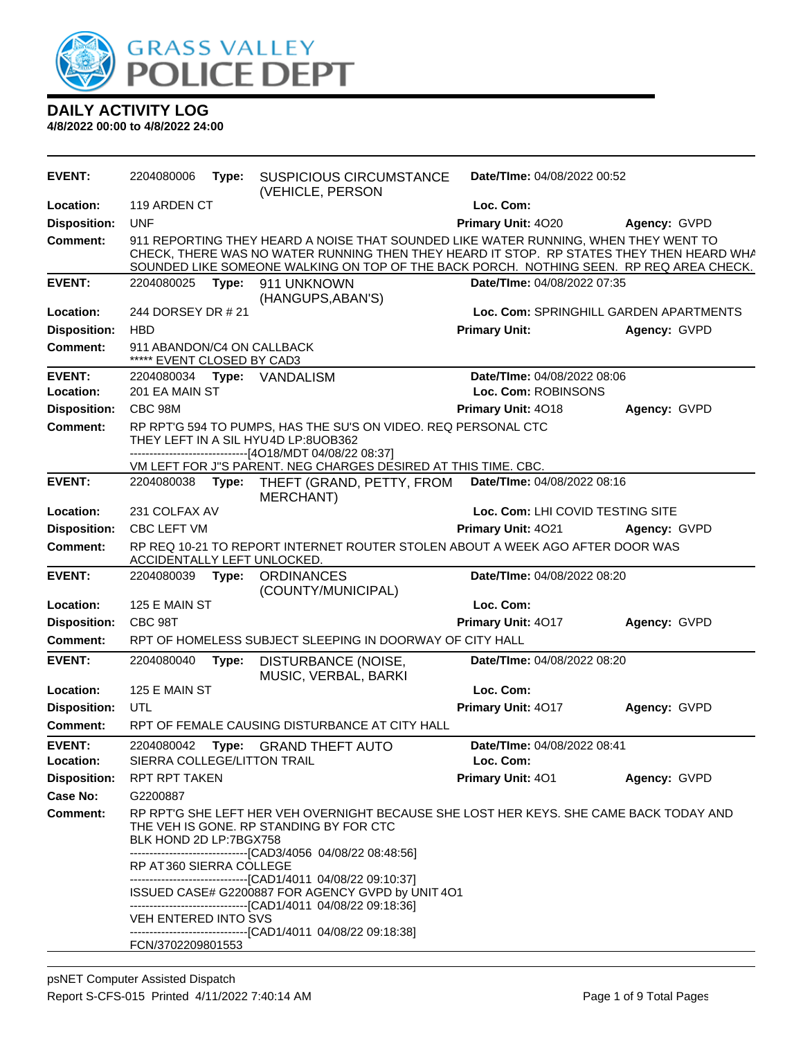# GRASS VALLEY POLICE DEPT

## DAILY ACTIVITY LOG

**4/8/2022 00:00 to 4/8/2022 24:00**

---

**EVENT:** 2204080006 **Type:** SUSPICIOUS CIRCUMSTANCE (VEHICLE, PERSON **Date/TIme:** 04/08/2022 00:52
**Location:** 119 ARDEN CT **Loc. Com:**
**Disposition:** UNF **Primary Unit:** 4O20 **Agency:** GVPD
**Comment:** 911 REPORTING THEY HEARD A NOISE THAT SOUNDED LIKE WATER RUNNING, WHEN THEY WENT TO CHECK, THERE WAS NO WATER RUNNING THEN THEY HEARD IT STOP. RP STATES THEY THEN HEARD WHA SOUNDED LIKE SOMEONE WALKING ON TOP OF THE BACK PORCH. NOTHING SEEN. RP REQ AREA CHECK.

---

**EVENT:** 2204080025 **Type:** 911 UNKNOWN (HANGUPS,ABAN'S) **Date/TIme:** 04/08/2022 07:35
**Location:** 244 DORSEY DR # 21 **Loc. Com:** SPRINGHILL GARDEN APARTMENTS
**Disposition:** HBD **Primary Unit:** **Agency:** GVPD
**Comment:** 911 ABANDON/C4 ON CALLBACK
***** EVENT CLOSED BY CAD3

---

**EVENT:** 2204080034 **Type:** VANDALISM **Date/TIme:** 04/08/2022 08:06
**Location:** 201 EA MAIN ST **Loc. Com:** ROBINSONS
**Disposition:** CBC 98M **Primary Unit:** 4O18 **Agency:** GVPD
**Comment:** RP RPT'G 594 TO PUMPS, HAS THE SU'S ON VIDEO. REQ PERSONAL CTC
THEY LEFT IN A SIL HYU 4D LP:8UOB362
------------------------------[4O18/MDT 04/08/22 08:37]
VM LEFT FOR J"S PARENT. NEG CHARGES DESIRED AT THIS TIME. CBC.

---

**EVENT:** 2204080038 **Type:** THEFT (GRAND, PETTY, FROM MERCHANT) **Date/TIme:** 04/08/2022 08:16
**Location:** 231 COLFAX AV **Loc. Com:** LHI COVID TESTING SITE
**Disposition:** CBC LEFT VM **Primary Unit:** 4O21 **Agency:** GVPD
**Comment:** RP REQ 10-21 TO REPORT INTERNET ROUTER STOLEN ABOUT A WEEK AGO AFTER DOOR WAS ACCIDENTALLY LEFT UNLOCKED.

---

**EVENT:** 2204080039 **Type:** ORDINANCES (COUNTY/MUNICIPAL) **Date/TIme:** 04/08/2022 08:20
**Location:** 125 E MAIN ST **Loc. Com:**
**Disposition:** CBC 98T **Primary Unit:** 4O17 **Agency:** GVPD
**Comment:** RPT OF HOMELESS SUBJECT SLEEPING IN DOORWAY OF CITY HALL

---

**EVENT:** 2204080040 **Type:** DISTURBANCE (NOISE, MUSIC, VERBAL, BARKI **Date/TIme:** 04/08/2022 08:20
**Location:** 125 E MAIN ST **Loc. Com:**
**Disposition:** UTL **Primary Unit:** 4O17 **Agency:** GVPD
**Comment:** RPT OF FEMALE CAUSING DISTURBANCE AT CITY HALL

---

**EVENT:** 2204080042 **Type:** GRAND THEFT AUTO **Date/TIme:** 04/08/2022 08:41
**Location:** SIERRA COLLEGE/LITTON TRAIL **Loc. Com:**
**Disposition:** RPT RPT TAKEN **Primary Unit:** 4O1 **Agency:** GVPD
**Case No:** G2200887
**Comment:** RP RPT'G SHE LEFT HER VEH OVERNIGHT BECAUSE SHE LOST HER KEYS. SHE CAME BACK TODAY AND THE VEH IS GONE. RP STANDING BY FOR CTC
BLK HOND 2D LP:7BGX758
------------------------------[CAD3/4056 04/08/22 08:48:56]
RP AT 360 SIERRA COLLEGE
------------------------------[CAD1/4011 04/08/22 09:10:37]
ISSUED CASE# G2200887 FOR AGENCY GVPD by UNIT 4O1
------------------------------[CAD1/4011 04/08/22 09:18:36]
VEH ENTERED INTO SVS
------------------------------[CAD1/4011 04/08/22 09:18:38]
FCN/3702209801553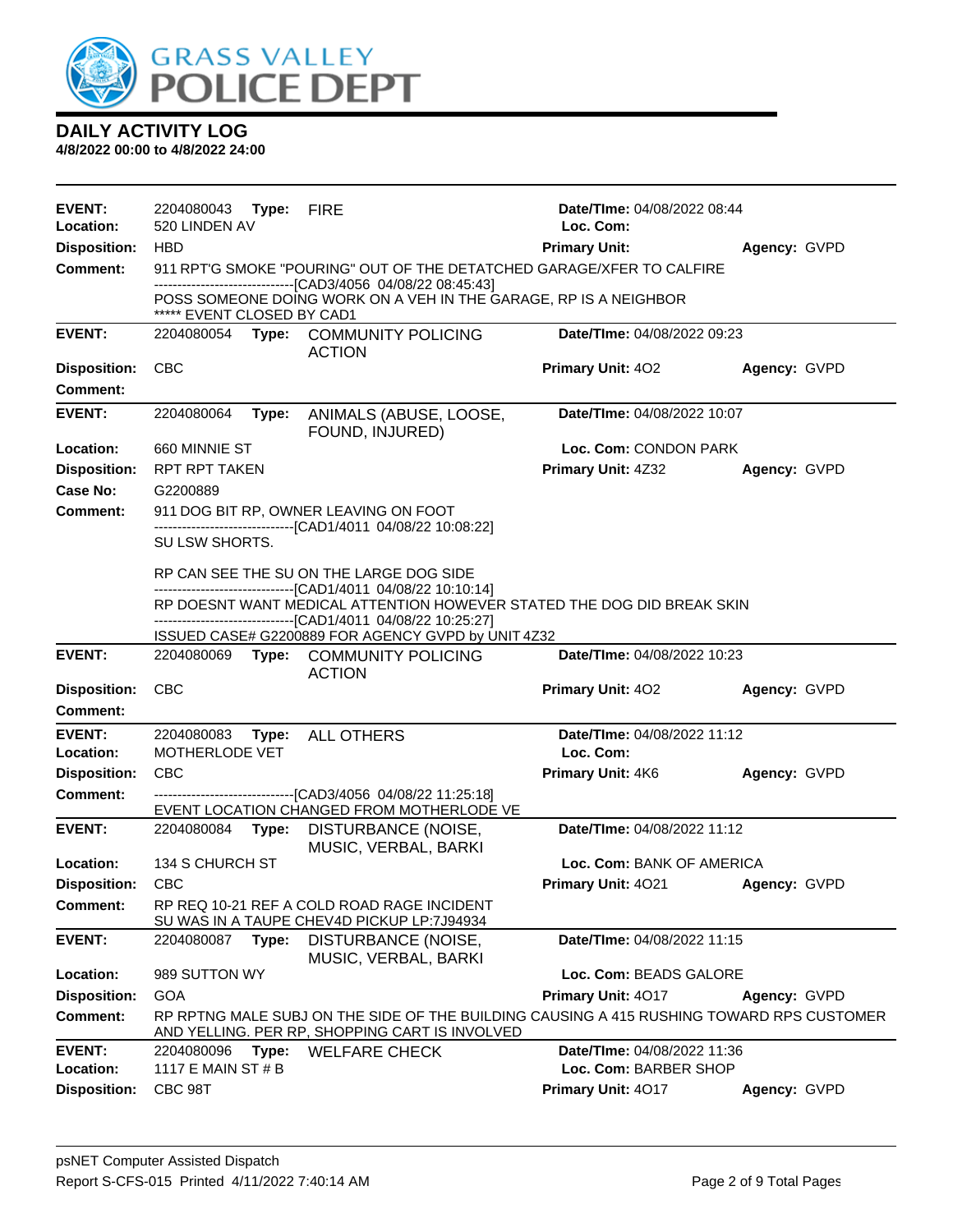# DAILY ACTIVITY LOG

**4/8/2022 00:00 to 4/8/2022 24:00**

---

**EVENT:** 2204080043 **Type:** FIRE **Date/TIme:** 04/08/2022 08:44
**Location:** 520 LINDEN AV **Loc. Com:**
**Disposition:** HBD **Primary Unit:** **Agency:** GVPD
**Comment:** 911 RPT'G SMOKE "POURING" OUT OF THE DETACHED GARAGE/XFER TO CALFIRE
------------------------------[CAD3/4056 04/08/22 08:45:43]
POSS SOMEONE DOING WORK ON A VEH IN THE GARAGE, RP IS A NEIGHBOR
***** EVENT CLOSED BY CAD1

---

**EVENT:** 2204080054 **Type:** COMMUNITY POLICING ACTION **Date/TIme:** 04/08/2022 09:23
**Disposition:** CBC **Primary Unit:** 4O2 **Agency:** GVPD
**Comment:**

---

**EVENT:** 2204080064 **Type:** ANIMALS (ABUSE, LOOSE, FOUND, INJURED) **Date/TIme:** 04/08/2022 10:07
**Location:** 660 MINNIE ST **Loc. Com:** CONDON PARK
**Disposition:** RPT RPT TAKEN **Primary Unit:** 4Z32 **Agency:** GVPD
**Case No:** G2200889
**Comment:** 911 DOG BIT RP, OWNER LEAVING ON FOOT
------------------------------[CAD1/4011 04/08/22 10:08:22]
SU LSW SHORTS.

RP CAN SEE THE SU ON THE LARGE DOG SIDE
------------------------------[CAD1/4011 04/08/22 10:10:14]
RP DOESNT WANT MEDICAL ATTENTION HOWEVER STATED THE DOG DID BREAK SKIN
------------------------------[CAD1/4011 04/08/22 10:25:27]
ISSUED CASE# G2200889 FOR AGENCY GVPD by UNIT 4Z32

---

**EVENT:** 2204080069 **Type:** COMMUNITY POLICING ACTION **Date/TIme:** 04/08/2022 10:23
**Disposition:** CBC **Primary Unit:** 4O2 **Agency:** GVPD
**Comment:**

---

**EVENT:** 2204080083 **Type:** ALL OTHERS **Date/TIme:** 04/08/2022 11:12
**Location:** MOTHERLODE VET **Loc. Com:**
**Disposition:** CBC **Primary Unit:** 4K6 **Agency:** GVPD
**Comment:** ------------------------------[CAD3/4056 04/08/22 11:25:18]
EVENT LOCATION CHANGED FROM MOTHERLODE VE

---

**EVENT:** 2204080084 **Type:** DISTURBANCE (NOISE, MUSIC, VERBAL, BARKI **Date/TIme:** 04/08/2022 11:12
**Location:** 134 S CHURCH ST **Loc. Com:** BANK OF AMERICA
**Disposition:** CBC **Primary Unit:** 4O21 **Agency:** GVPD
**Comment:** RP REQ 10-21 REF A COLD ROAD RAGE INCIDENT
SU WAS IN A TAUPE CHEV4D PICKUP LP:7J94934

---

**EVENT:** 2204080087 **Type:** DISTURBANCE (NOISE, MUSIC, VERBAL, BARKI **Date/TIme:** 04/08/2022 11:15
**Location:** 989 SUTTON WY **Loc. Com:** BEADS GALORE
**Disposition:** GOA **Primary Unit:** 4O17 **Agency:** GVPD
**Comment:** RP RPTNG MALE SUBJ ON THE SIDE OF THE BUILDING CAUSING A 415 RUSHING TOWARD RPS CUSTOMER AND YELLING. PER RP, SHOPPING CART IS INVOLVED

---

**EVENT:** 2204080096 **Type:** WELFARE CHECK **Date/TIme:** 04/08/2022 11:36
**Location:** 1117 E MAIN ST # B **Loc. Com:** BARBER SHOP
**Disposition:** CBC 98T **Primary Unit:** 4O17 **Agency:** GVPD

---

psNET Computer Assisted Dispatch
Report S-CFS-015 Printed 4/11/2022 7:40:14 AM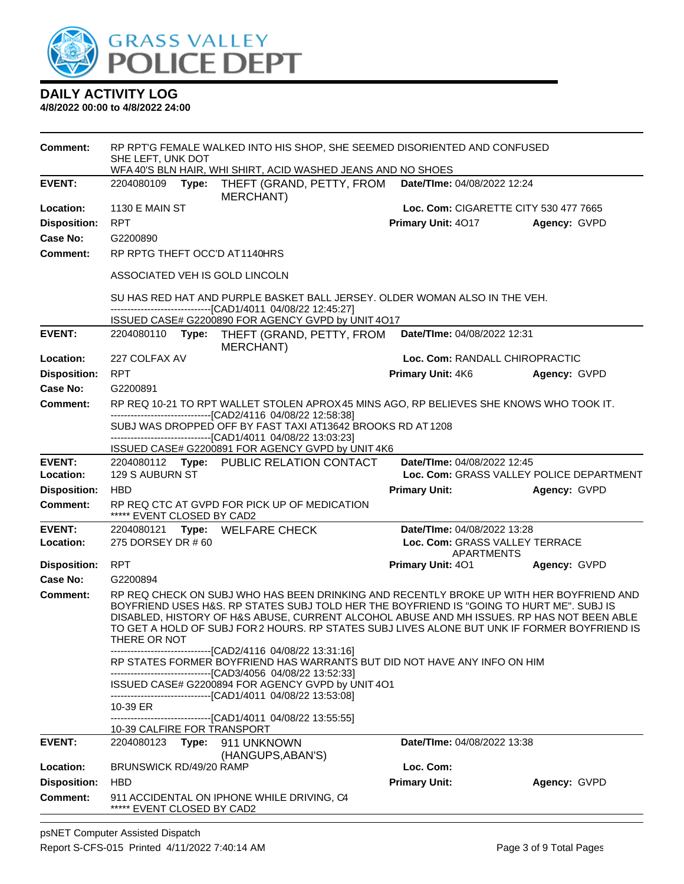# DAILY ACTIVITY LOG

**4/8/2022 00:00 to 4/8/2022 24:00**

**Comment:** RP RPT'G FEMALE WALKED INTO HIS SHOP, SHE SEEMED DISORIENTED AND CONFUSED SHE LEFT, UNK DOT
WFA 40'S BLN HAIR, WHI SHIRT, ACID WASHED JEANS AND NO SHOES

---

**EVENT:** 2204080109 **Type:** THEFT (GRAND, PETTY, FROM MERCHANT) **Date/TIme:** 04/08/2022 12:24
**Location:** 1130 E MAIN ST **Loc. Com:** CIGARETTE CITY 530 477 7665
**Disposition:** RPT **Primary Unit:** 4O17 **Agency:** GVPD
**Case No:** G2200890
**Comment:** RP RPTG THEFT OCC'D AT 1140HRS

ASSOCIATED VEH IS GOLD LINCOLN

SU HAS RED HAT AND PURPLE BASKET BALL JERSEY. OLDER WOMAN ALSO IN THE VEH.
------------------------------[CAD1/4011 04/08/22 12:45:27]
ISSUED CASE# G2200890 FOR AGENCY GVPD by UNIT 4O17

---

**EVENT:** 2204080110 **Type:** THEFT (GRAND, PETTY, FROM MERCHANT) **Date/TIme:** 04/08/2022 12:31
**Location:** 227 COLFAX AV **Loc. Com:** RANDALL CHIROPRACTIC
**Disposition:** RPT **Primary Unit:** 4K6 **Agency:** GVPD
**Case No:** G2200891
**Comment:** RP REQ 10-21 TO RPT WALLET STOLEN APROX 45 MINS AGO, RP BELIEVES SHE KNOWS WHO TOOK IT.
------------------------------[CAD2/4116 04/08/22 12:58:38]
SUBJ WAS DROPPED OFF BY FAST TAXI AT13642 BROOKS RD AT 1208
------------------------------[CAD1/4011 04/08/22 13:03:23]
ISSUED CASE# G2200891 FOR AGENCY GVPD by UNIT 4K6

---

**EVENT:** 2204080112 **Type:** PUBLIC RELATION CONTACT **Date/TIme:** 04/08/2022 12:45
**Location:** 129 S AUBURN ST **Loc. Com:** GRASS VALLEY POLICE DEPARTMENT
**Disposition:** HBD **Primary Unit:** **Agency:** GVPD
**Comment:** RP REQ CTC AT GVPD FOR PICK UP OF MEDICATION
***** EVENT CLOSED BY CAD2

---

**EVENT:** 2204080121 **Type:** WELFARE CHECK **Date/TIme:** 04/08/2022 13:28
**Location:** 275 DORSEY DR # 60 **Loc. Com:** GRASS VALLEY TERRACE APARTMENTS
**Disposition:** RPT **Primary Unit:** 4O1 **Agency:** GVPD
**Case No:** G2200894
**Comment:** RP REQ CHECK ON SUBJ WHO HAS BEEN DRINKING AND RECENTLY BROKE UP WITH HER BOYFRIEND AND BOYFRIEND USES H&S. RP STATES SUBJ TOLD HER THE BOYFRIEND IS "GOING TO HURT ME". SUBJ IS DISABLED, HISTORY OF H&S ABUSE, CURRENT ALCOHOL ABUSE AND MH ISSUES. RP HAS NOT BEEN ABLE TO GET A HOLD OF SUBJ FOR 2 HOURS. RP STATES SUBJ LIVES ALONE BUT UNK IF FORMER BOYFRIEND IS THERE OR NOT
------------------------------[CAD2/4116 04/08/22 13:31:16]
RP STATES FORMER BOYFRIEND HAS WARRANTS BUT DID NOT HAVE ANY INFO ON HIM
------------------------------[CAD3/4056 04/08/22 13:52:33]
ISSUED CASE# G2200894 FOR AGENCY GVPD by UNIT 4O1
------------------------------[CAD1/4011 04/08/22 13:53:08]
10-39 ER
------------------------------[CAD1/4011 04/08/22 13:55:55]
10-39 CALFIRE FOR TRANSPORT

---

**EVENT:** 2204080123 **Type:** 911 UNKNOWN (HANGUPS,ABAN'S) **Date/TIme:** 04/08/2022 13:38
**Location:** BRUNSWICK RD/49/20 RAMP **Loc. Com:**
**Disposition:** HBD **Primary Unit:** **Agency:** GVPD
**Comment:** 911 ACCIDENTAL ON IPHONE WHILE DRIVING, C4
***** EVENT CLOSED BY CAD2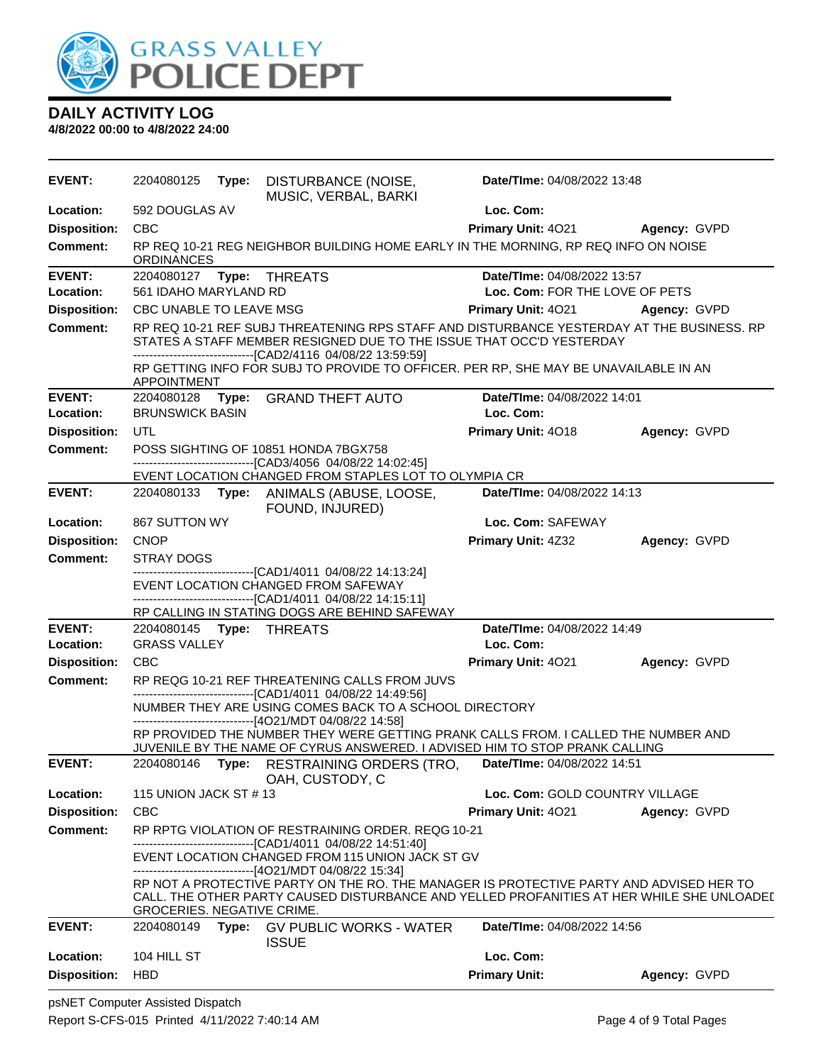# GRASS VALLEY POLICE DEPT

## DAILY ACTIVITY LOG

**4/8/2022 00:00 to 4/8/2022 24:00**

---

**EVENT:** 2204080125 **Type:** DISTURBANCE (NOISE, MUSIC, VERBAL, BARKI **Date/TIme:** 04/08/2022 13:48
**Location:** 592 DOUGLAS AV **Loc. Com:**
**Disposition:** CBC **Primary Unit:** 4O21 **Agency:** GVPD
**Comment:** RP REQ 10-21 REG NEIGHBOR BUILDING HOME EARLY IN THE MORNING, RP REQ INFO ON NOISE ORDINANCES

---

**EVENT:** 2204080127 **Type:** THREATS **Date/TIme:** 04/08/2022 13:57
**Location:** 561 IDAHO MARYLAND RD **Loc. Com:** FOR THE LOVE OF PETS
**Disposition:** CBC UNABLE TO LEAVE MSG **Primary Unit:** 4O21 **Agency:** GVPD
**Comment:** RP REQ 10-21 REF SUBJ THREATENING RPS STAFF AND DISTURBANCE YESTERDAY AT THE BUSINESS. RP STATES A STAFF MEMBER RESIGNED DUE TO THE ISSUE THAT OCC'D YESTERDAY
------------------------------[CAD2/4116 04/08/22 13:59:59]
RP GETTING INFO FOR SUBJ TO PROVIDE TO OFFICER. PER RP, SHE MAY BE UNAVAILABLE IN AN APPOINTMENT

---

**EVENT:** 2204080128 **Type:** GRAND THEFT AUTO **Date/TIme:** 04/08/2022 14:01
**Location:** BRUNSWICK BASIN **Loc. Com:**
**Disposition:** UTL **Primary Unit:** 4O18 **Agency:** GVPD
**Comment:** POSS SIGHTING OF 10851 HONDA 7BGX758
------------------------------[CAD3/4056 04/08/22 14:02:45]
EVENT LOCATION CHANGED FROM STAPLES LOT TO OLYMPIA CR

---

**EVENT:** 2204080133 **Type:** ANIMALS (ABUSE, LOOSE, FOUND, INJURED) **Date/TIme:** 04/08/2022 14:13
**Location:** 867 SUTTON WY **Loc. Com:** SAFEWAY
**Disposition:** CNOP **Primary Unit:** 4Z32 **Agency:** GVPD
**Comment:** STRAY DOGS
------------------------------[CAD1/4011 04/08/22 14:13:24]
EVENT LOCATION CHANGED FROM SAFEWAY
------------------------------[CAD1/4011 04/08/22 14:15:11]
RP CALLING IN STATING DOGS ARE BEHIND SAFEWAY

---

**EVENT:** 2204080145 **Type:** THREATS **Date/TIme:** 04/08/2022 14:49
**Location:** GRASS VALLEY **Loc. Com:**
**Disposition:** CBC **Primary Unit:** 4O21 **Agency:** GVPD
**Comment:** RP REQG 10-21 REF THREATENING CALLS FROM JUVS
------------------------------[CAD1/4011 04/08/22 14:49:56]
NUMBER THEY ARE USING COMES BACK TO A SCHOOL DIRECTORY
------------------------------[4O21/MDT 04/08/22 14:58]
RP PROVIDED THE NUMBER THEY WERE GETTING PRANK CALLS FROM. I CALLED THE NUMBER AND JUVENILE BY THE NAME OF CYRUS ANSWERED. I ADVISED HIM TO STOP PRANK CALLING

---

**EVENT:** 2204080146 **Type:** RESTRAINING ORDERS (TRO, OAH, CUSTODY, C **Date/TIme:** 04/08/2022 14:51
**Location:** 115 UNION JACK ST # 13 **Loc. Com:** GOLD COUNTRY VILLAGE
**Disposition:** CBC **Primary Unit:** 4O21 **Agency:** GVPD
**Comment:** RP RPTG VIOLATION OF RESTRAINING ORDER. REQG 10-21
------------------------------[CAD1/4011 04/08/22 14:51:40]
EVENT LOCATION CHANGED FROM 115 UNION JACK ST GV
------------------------------[4O21/MDT 04/08/22 15:34]
RP NOT A PROTECTIVE PARTY ON THE RO. THE MANAGER IS PROTECTIVE PARTY AND ADVISED HER TO CALL. THE OTHER PARTY CAUSED DISTURBANCE AND YELLED PROFANITIES AT HER WHILE SHE UNLOADED GROCERIES. NEGATIVE CRIME.

---

**EVENT:** 2204080149 **Type:** GV PUBLIC WORKS - WATER ISSUE **Date/TIme:** 04/08/2022 14:56
**Location:** 104 HILL ST **Loc. Com:**
**Disposition:** HBD **Primary Unit:** **Agency:** GVPD

---

psNET Computer Assisted Dispatch
Report S-CFS-015 Printed 4/11/2022 7:40:14 AM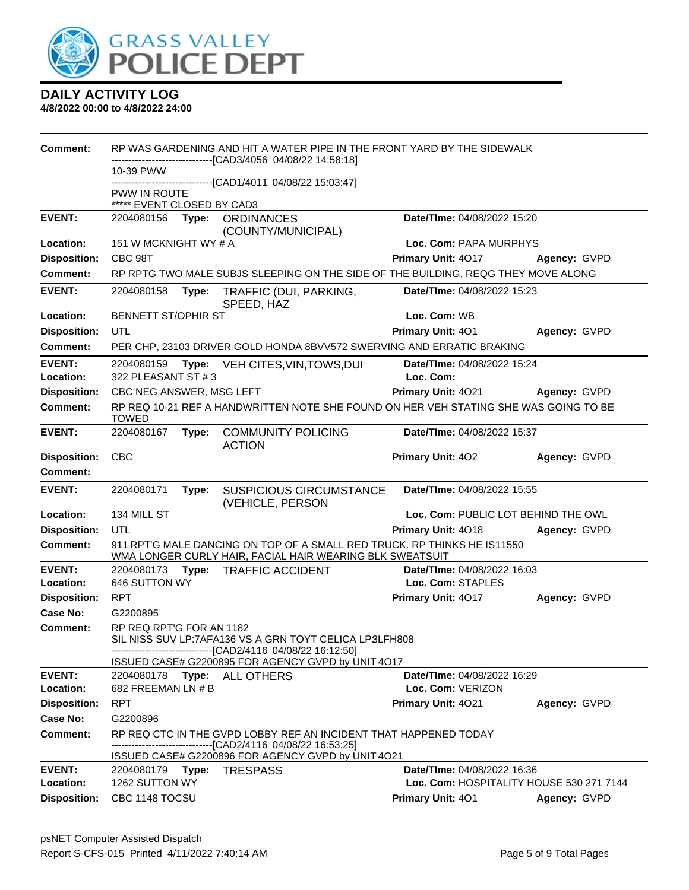# GRASS VALLEY POLICE DEPT

## DAILY ACTIVITY LOG

**4/8/2022 00:00 to 4/8/2022 24:00**

**Comment:** RP WAS GARDENING AND HIT A WATER PIPE IN THE FRONT YARD BY THE SIDEWALK
------------------------------[CAD3/4056 04/08/22 14:58:18]
10-39 PWW
------------------------------[CAD1/4011 04/08/22 15:03:47]
PWW IN ROUTE
***** EVENT CLOSED BY CAD3

---

**EVENT:** 2204080156 **Type:** ORDINANCES (COUNTY/MUNICIPAL) **Date/TIme:** 04/08/2022 15:20
**Location:** 151 W MCKNIGHT WY # A **Loc. Com:** PAPA MURPHYS
**Disposition:** CBC 98T **Primary Unit:** 4O17 **Agency:** GVPD
**Comment:** RP RPTG TWO MALE SUBJS SLEEPING ON THE SIDE OF THE BUILDING, REQG THEY MOVE ALONG

---

**EVENT:** 2204080158 **Type:** TRAFFIC (DUI, PARKING, SPEED, HAZ **Date/TIme:** 04/08/2022 15:23
**Location:** BENNETT ST/OPHIR ST **Loc. Com:** WB
**Disposition:** UTL **Primary Unit:** 4O1 **Agency:** GVPD
**Comment:** PER CHP, 23103 DRIVER GOLD HONDA 8BVV572 SWERVING AND ERRATIC BRAKING

---

**EVENT:** 2204080159 **Type:** VEH CITES,VIN,TOWS,DUI **Date/TIme:** 04/08/2022 15:24
**Location:** 322 PLEASANT ST # 3 **Loc. Com:**
**Disposition:** CBC NEG ANSWER, MSG LEFT **Primary Unit:** 4O21 **Agency:** GVPD
**Comment:** RP REQ 10-21 REF A HANDWRITTEN NOTE SHE FOUND ON HER VEH STATING SHE WAS GOING TO BE TOWED

---

**EVENT:** 2204080167 **Type:** COMMUNITY POLICING ACTION **Date/TIme:** 04/08/2022 15:37
**Disposition:** CBC **Primary Unit:** 4O2 **Agency:** GVPD
**Comment:**

---

**EVENT:** 2204080171 **Type:** SUSPICIOUS CIRCUMSTANCE (VEHICLE, PERSON **Date/TIme:** 04/08/2022 15:55
**Location:** 134 MILL ST **Loc. Com:** PUBLIC LOT BEHIND THE OWL
**Disposition:** UTL **Primary Unit:** 4O18 **Agency:** GVPD
**Comment:** 911 RPT'G MALE DANCING ON TOP OF A SMALL RED TRUCK. RP THINKS HE IS11550 WMA LONGER CURLY HAIR, FACIAL HAIR WEARING BLK SWEATSUIT

---

**EVENT:** 2204080173 **Type:** TRAFFIC ACCIDENT **Date/TIme:** 04/08/2022 16:03
**Location:** 646 SUTTON WY **Loc. Com:** STAPLES
**Disposition:** RPT **Primary Unit:** 4O17 **Agency:** GVPD
**Case No:** G2200895
**Comment:** RP REQ RPT'G FOR AN 1182
SIL NISS SUV LP:7AFA136 VS A GRN TOYT CELICA LP3LFH808
------------------------------[CAD2/4116 04/08/22 16:12:50]
ISSUED CASE# G2200895 FOR AGENCY GVPD by UNIT 4O17

---

**EVENT:** 2204080178 **Type:** ALL OTHERS **Date/TIme:** 04/08/2022 16:29
**Location:** 682 FREEMAN LN # B **Loc. Com:** VERIZON
**Disposition:** RPT **Primary Unit:** 4O21 **Agency:** GVPD
**Case No:** G2200896
**Comment:** RP REQ CTC IN THE GVPD LOBBY REF AN INCIDENT THAT HAPPENED TODAY
------------------------------[CAD2/4116 04/08/22 16:53:25]
ISSUED CASE# G2200896 FOR AGENCY GVPD by UNIT 4O21

---

**EVENT:** 2204080179 **Type:** TRESPASS **Date/TIme:** 04/08/2022 16:36
**Location:** 1262 SUTTON WY **Loc. Com:** HOSPITALITY HOUSE 530 271 7144
**Disposition:** CBC 1148 TOCSU **Primary Unit:** 4O1 **Agency:** GVPD

psNET Computer Assisted Dispatch
Report S-CFS-015 Printed 4/11/2022 7:40:14 AM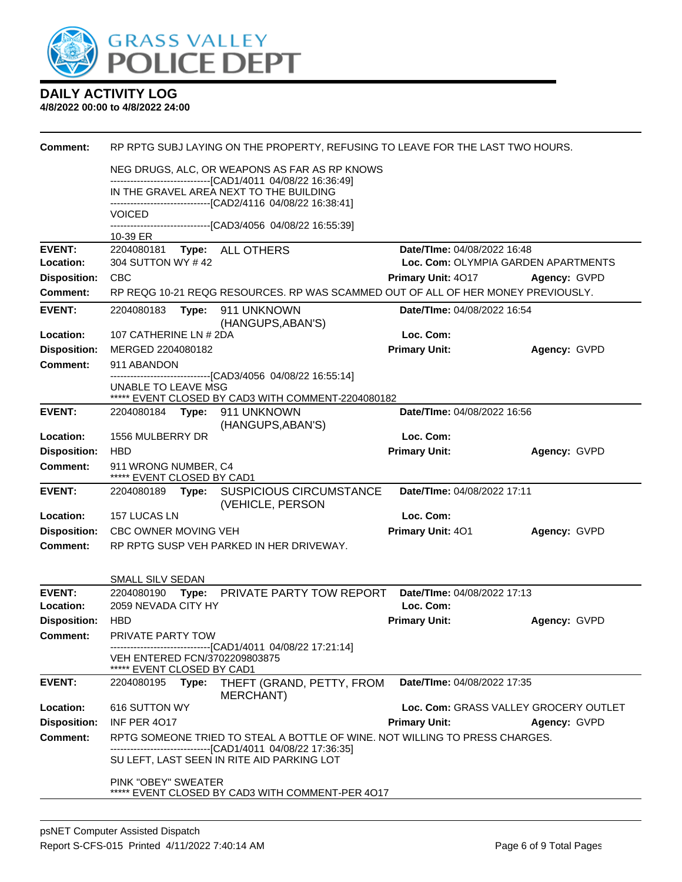**DAILY ACTIVITY LOG**
**4/8/2022 00:00 to 4/8/2022 24:00**

**Comment:** RP RPTG SUBJ LAYING ON THE PROPERTY, REFUSING TO LEAVE FOR THE LAST TWO HOURS.

NEG DRUGS, ALC, OR WEAPONS AS FAR AS RP KNOWS
------------------------------[CAD1/4011 04/08/22 16:36:49]
IN THE GRAVEL AREA NEXT TO THE BUILDING
------------------------------[CAD2/4116 04/08/22 16:38:41]
VOICED
------------------------------[CAD3/4056 04/08/22 16:55:39]
10-39 ER

---

**EVENT:** 2204080181 **Type:** ALL OTHERS **Date/TIme:** 04/08/2022 16:48
**Location:** 304 SUTTON WY # 42 **Loc. Com:** OLYMPIA GARDEN APARTMENTS
**Disposition:** CBC **Primary Unit:** 4O17 **Agency:** GVPD
**Comment:** RP REQG 10-21 REQG RESOURCES. RP WAS SCAMMED OUT OF ALL OF HER MONEY PREVIOUSLY.

---

**EVENT:** 2204080183 **Type:** 911 UNKNOWN (HANGUPS,ABAN'S) **Date/TIme:** 04/08/2022 16:54
**Location:** 107 CATHERINE LN # 2DA **Loc. Com:**
**Disposition:** MERGED 2204080182 **Primary Unit:** **Agency:** GVPD
**Comment:** 911 ABANDON
------------------------------[CAD3/4056 04/08/22 16:55:14]
UNABLE TO LEAVE MSG
***** EVENT CLOSED BY CAD3 WITH COMMENT-2204080182

---

**EVENT:** 2204080184 **Type:** 911 UNKNOWN (HANGUPS,ABAN'S) **Date/TIme:** 04/08/2022 16:56
**Location:** 1556 MULBERRY DR **Loc. Com:**
**Disposition:** HBD **Primary Unit:** **Agency:** GVPD
**Comment:** 911 WRONG NUMBER, C4
***** EVENT CLOSED BY CAD1

---

**EVENT:** 2204080189 **Type:** SUSPICIOUS CIRCUMSTANCE (VEHICLE, PERSON **Date/TIme:** 04/08/2022 17:11
**Location:** 157 LUCAS LN **Loc. Com:**
**Disposition:** CBC OWNER MOVING VEH **Primary Unit:** 4O1 **Agency:** GVPD
**Comment:** RP RPTG SUSP VEH PARKED IN HER DRIVEWAY.

SMALL SILV SEDAN

---

**EVENT:** 2204080190 **Type:** PRIVATE PARTY TOW REPORT **Date/TIme:** 04/08/2022 17:13
**Location:** 2059 NEVADA CITY HY **Loc. Com:**
**Disposition:** HBD **Primary Unit:** **Agency:** GVPD
**Comment:** PRIVATE PARTY TOW
------------------------------[CAD1/4011 04/08/22 17:21:14]
VEH ENTERED FCN/3702209803875
***** EVENT CLOSED BY CAD1

---

**EVENT:** 2204080195 **Type:** THEFT (GRAND, PETTY, FROM MERCHANT) **Date/TIme:** 04/08/2022 17:35
**Location:** 616 SUTTON WY **Loc. Com:** GRASS VALLEY GROCERY OUTLET
**Disposition:** INF PER 4O17 **Primary Unit:** **Agency:** GVPD
**Comment:** RPTG SOMEONE TRIED TO STEAL A BOTTLE OF WINE. NOT WILLING TO PRESS CHARGES.
------------------------------[CAD1/4011 04/08/22 17:36:35]
SU LEFT, LAST SEEN IN RITE AID PARKING LOT

PINK "OBEY" SWEATER
***** EVENT CLOSED BY CAD3 WITH COMMENT-PER 4O17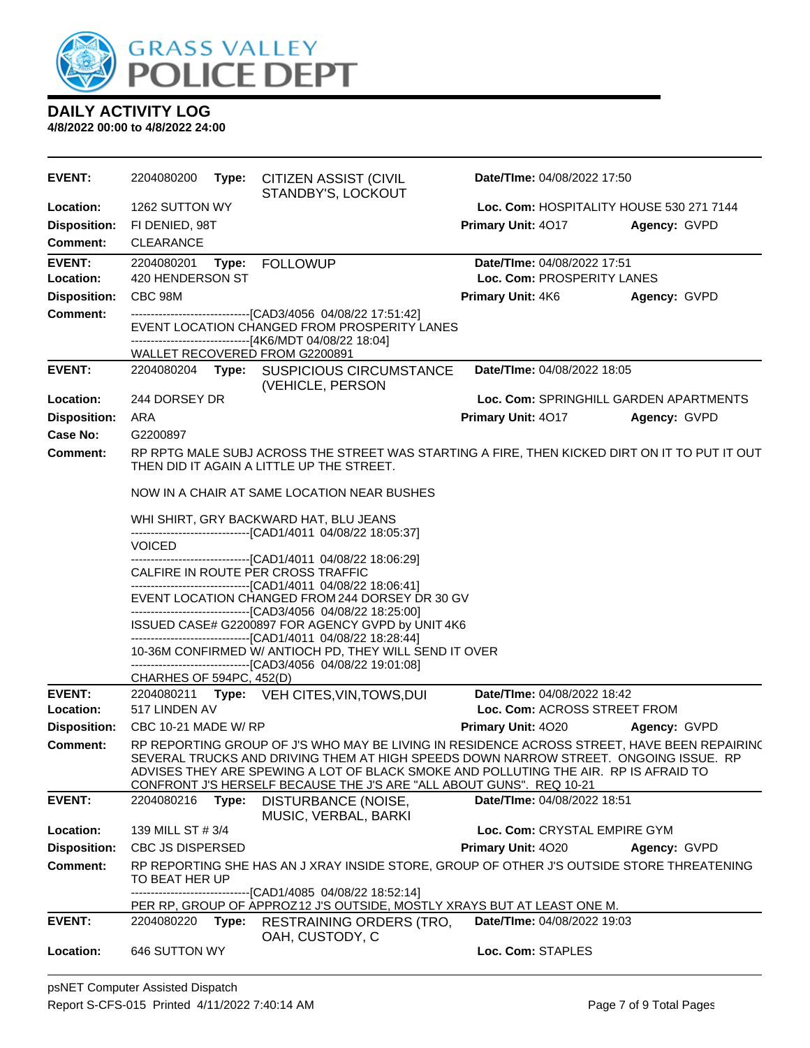# DAILY ACTIVITY LOG

**4/8/2022 00:00 to 4/8/2022 24:00**

---

**EVENT:** 2204080200 **Type:** CITIZEN ASSIST (CIVIL STANDBY'S, LOCKOUT **Date/TIme:** 04/08/2022 17:50
**Location:** 1262 SUTTON WY **Loc. Com:** HOSPITALITY HOUSE 530 271 7144
**Disposition:** FI DENIED, 98T **Primary Unit:** 4O17 **Agency:** GVPD
**Comment:** CLEARANCE

---

**EVENT:** 2204080201 **Type:** FOLLOWUP **Date/TIme:** 04/08/2022 17:51
**Location:** 420 HENDERSON ST **Loc. Com:** PROSPERITY LANES
**Disposition:** CBC 98M **Primary Unit:** 4K6 **Agency:** GVPD
**Comment:**
------------------------------[CAD3/4056 04/08/22 17:51:42]
EVENT LOCATION CHANGED FROM PROSPERITY LANES
------------------------------[4K6/MDT 04/08/22 18:04]
WALLET RECOVERED FROM G2200891

---

**EVENT:** 2204080204 **Type:** SUSPICIOUS CIRCUMSTANCE (VEHICLE, PERSON **Date/TIme:** 04/08/2022 18:05
**Location:** 244 DORSEY DR **Loc. Com:** SPRINGHILL GARDEN APARTMENTS
**Disposition:** ARA **Primary Unit:** 4O17 **Agency:** GVPD
**Case No:** G2200897
**Comment:** RP RPTG MALE SUBJ ACROSS THE STREET WAS STARTING A FIRE, THEN KICKED DIRT ON IT TO PUT IT OUT THEN DID IT AGAIN A LITTLE UP THE STREET.

NOW IN A CHAIR AT SAME LOCATION NEAR BUSHES

WHI SHIRT, GRY BACKWARD HAT, BLU JEANS
------------------------------[CAD1/4011 04/08/22 18:05:37]
VOICED
------------------------------[CAD1/4011 04/08/22 18:06:29]
CALFIRE IN ROUTE PER CROSS TRAFFIC
------------------------------[CAD1/4011 04/08/22 18:06:41]
EVENT LOCATION CHANGED FROM 244 DORSEY DR 30 GV
------------------------------[CAD3/4056 04/08/22 18:25:00]
ISSUED CASE# G2200897 FOR AGENCY GVPD by UNIT 4K6
------------------------------[CAD1/4011 04/08/22 18:28:44]
10-36M CONFIRMED W/ ANTIOCH PD, THEY WILL SEND IT OVER
------------------------------[CAD3/4056 04/08/22 19:01:08]
CHARHES OF 594PC, 452(D)

---

**EVENT:** 2204080211 **Type:** VEH CITES,VIN,TOWS,DUI **Date/TIme:** 04/08/2022 18:42
**Location:** 517 LINDEN AV **Loc. Com:** ACROSS STREET FROM
**Disposition:** CBC 10-21 MADE W/ RP **Primary Unit:** 4O20 **Agency:** GVPD
**Comment:** RP REPORTING GROUP OF J'S WHO MAY BE LIVING IN RESIDENCE ACROSS STREET, HAVE BEEN REPAIRING SEVERAL TRUCKS AND DRIVING THEM AT HIGH SPEEDS DOWN NARROW STREET. ONGOING ISSUE. RP ADVISES THEY ARE SPEWING A LOT OF BLACK SMOKE AND POLLUTING THE AIR. RP IS AFRAID TO CONFRONT J'S HERSELF BECAUSE THE J'S ARE "ALL ABOUT GUNS". REQ 10-21

---

**EVENT:** 2204080216 **Type:** DISTURBANCE (NOISE, MUSIC, VERBAL, BARKI **Date/TIme:** 04/08/2022 18:51
**Location:** 139 MILL ST # 3/4 **Loc. Com:** CRYSTAL EMPIRE GYM
**Disposition:** CBC JS DISPERSED **Primary Unit:** 4O20 **Agency:** GVPD
**Comment:** RP REPORTING SHE HAS AN J XRAY INSIDE STORE, GROUP OF OTHER J'S OUTSIDE STORE THREATENING TO BEAT HER UP
------------------------------[CAD1/4085 04/08/22 18:52:14]
PER RP, GROUP OF APPROZ12 J'S OUTSIDE, MOSTLY XRAYS BUT AT LEAST ONE M.

---

**EVENT:** 2204080220 **Type:** RESTRAINING ORDERS (TRO, OAH, CUSTODY, C **Date/TIme:** 04/08/2022 19:03
**Location:** 646 SUTTON WY **Loc. Com:** STAPLES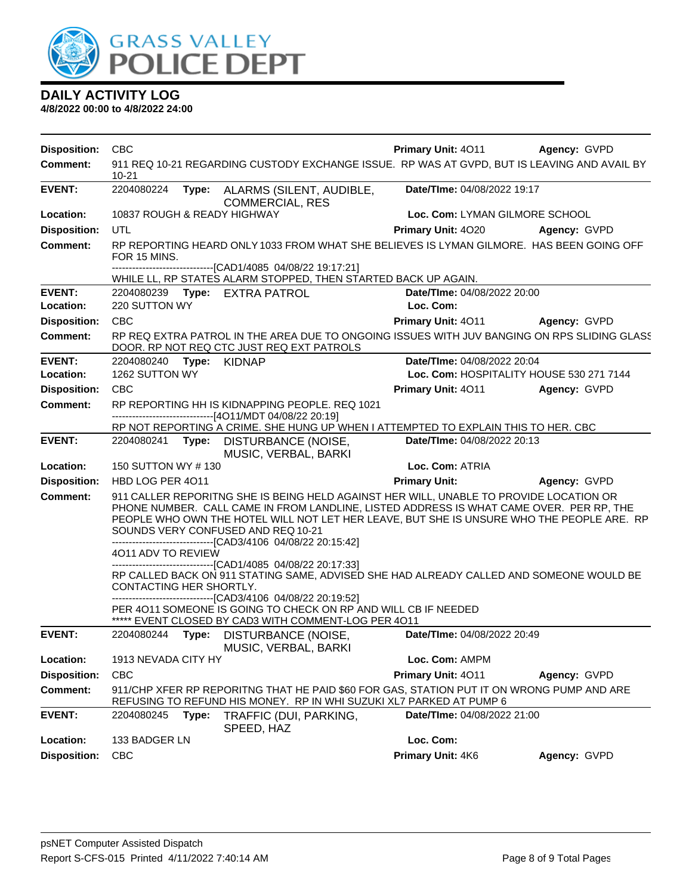# DAILY ACTIVITY LOG

**4/8/2022 00:00 to 4/8/2022 24:00**

**Disposition:** CBC **Primary Unit:** 4O11 **Agency:** GVPD
**Comment:** 911 REQ 10-21 REGARDING CUSTODY EXCHANGE ISSUE. RP WAS AT GVPD, BUT IS LEAVING AND AVAIL BY 10-21

---

**EVENT:** 2204080224 **Type:** ALARMS (SILENT, AUDIBLE, COMMERCIAL, RES **Date/TIme:** 04/08/2022 19:17
**Location:** 10837 ROUGH & READY HIGHWAY **Loc. Com:** LYMAN GILMORE SCHOOL
**Disposition:** UTL **Primary Unit:** 4O20 **Agency:** GVPD
**Comment:** RP REPORTING HEARD ONLY 1033 FROM WHAT SHE BELIEVES IS LYMAN GILMORE. HAS BEEN GOING OFF FOR 15 MINS.
------------------------------[CAD1/4085 04/08/22 19:17:21]
WHILE LL, RP STATES ALARM STOPPED, THEN STARTED BACK UP AGAIN.

---

**EVENT:** 2204080239 **Type:** EXTRA PATROL **Date/TIme:** 04/08/2022 20:00
**Location:** 220 SUTTON WY **Loc. Com:**
**Disposition:** CBC **Primary Unit:** 4O11 **Agency:** GVPD
**Comment:** RP REQ EXTRA PATROL IN THE AREA DUE TO ONGOING ISSUES WITH JUV BANGING ON RPS SLIDING GLASS DOOR. RP NOT REQ CTC JUST REQ EXT PATROLS

---

**EVENT:** 2204080240 **Type:** KIDNAP **Date/TIme:** 04/08/2022 20:04
**Location:** 1262 SUTTON WY **Loc. Com:** HOSPITALITY HOUSE 530 271 7144
**Disposition:** CBC **Primary Unit:** 4O11 **Agency:** GVPD
**Comment:** RP REPORTING HH IS KIDNAPPING PEOPLE. REQ 1021
------------------------------[4O11/MDT 04/08/22 20:19]
RP NOT REPORTING A CRIME. SHE HUNG UP WHEN I ATTEMPTED TO EXPLAIN THIS TO HER. CBC

---

**EVENT:** 2204080241 **Type:** DISTURBANCE (NOISE, MUSIC, VERBAL, BARKI **Date/TIme:** 04/08/2022 20:13
**Location:** 150 SUTTON WY # 130 **Loc. Com:** ATRIA
**Disposition:** HBD LOG PER 4O11 **Primary Unit:** **Agency:** GVPD
**Comment:** 911 CALLER REPORITNG SHE IS BEING HELD AGAINST HER WILL, UNABLE TO PROVIDE LOCATION OR PHONE NUMBER. CALL CAME IN FROM LANDLINE, LISTED ADDRESS IS WHAT CAME OVER. PER RP, THE PEOPLE WHO OWN THE HOTEL WILL NOT LET HER LEAVE, BUT SHE IS UNSURE WHO THE PEOPLE ARE. RP SOUNDS VERY CONFUSED AND REQ 10-21
------------------------------[CAD3/4106 04/08/22 20:15:42]
4O11 ADV TO REVIEW
------------------------------[CAD1/4085 04/08/22 20:17:33]
RP CALLED BACK ON 911 STATING SAME, ADVISED SHE HAD ALREADY CALLED AND SOMEONE WOULD BE CONTACTING HER SHORTLY.
------------------------------[CAD3/4106 04/08/22 20:19:52]
PER 4O11 SOMEONE IS GOING TO CHECK ON RP AND WILL CB IF NEEDED
***** EVENT CLOSED BY CAD3 WITH COMMENT-LOG PER 4O11

---

**EVENT:** 2204080244 **Type:** DISTURBANCE (NOISE, MUSIC, VERBAL, BARKI **Date/TIme:** 04/08/2022 20:49
**Location:** 1913 NEVADA CITY HY **Loc. Com:** AMPM
**Disposition:** CBC **Primary Unit:** 4O11 **Agency:** GVPD
**Comment:** 911/CHP XFER RP REPORITNG THAT HE PAID $60 FOR GAS, STATION PUT IT ON WRONG PUMP AND ARE REFUSING TO REFUND HIS MONEY. RP IN WHI SUZUKI XL7 PARKED AT PUMP 6

---

**EVENT:** 2204080245 **Type:** TRAFFIC (DUI, PARKING, SPEED, HAZ **Date/TIme:** 04/08/2022 21:00
**Location:** 133 BADGER LN **Loc. Com:**
**Disposition:** CBC **Primary Unit:** 4K6 **Agency:** GVPD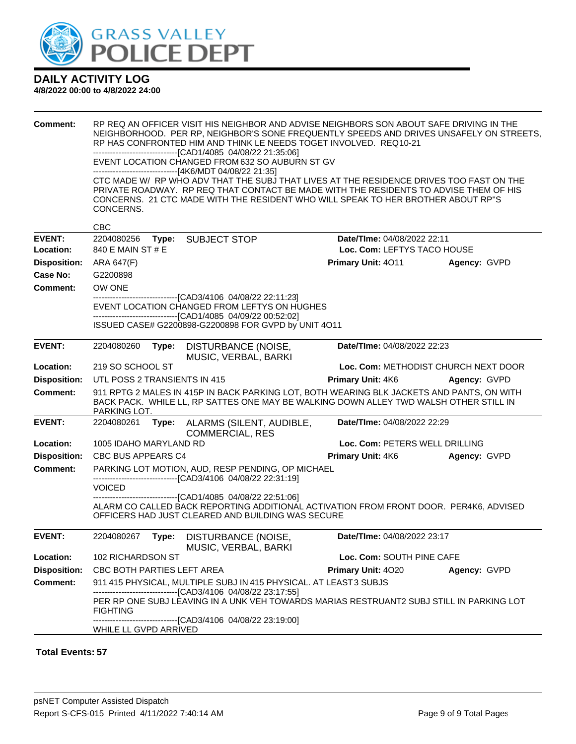# GRASS VALLEY POLICE DEPT

## DAILY ACTIVITY LOG

**4/8/2022 00:00 to 4/8/2022 24:00**

**Comment:** RP REQ AN OFFICER VISIT HIS NEIGHBOR AND ADVISE NEIGHBORS SON ABOUT SAFE DRIVING IN THE NEIGHBORHOOD. PER RP, NEIGHBOR'S SONE FREQUENTLY SPEEDS AND DRIVES UNSAFELY ON STREETS, RP HAS CONFRONTED HIM AND THINK LE NEEDS TOGET INVOLVED. REQ10-21
------------------------------[CAD1/4085 04/08/22 21:35:06]
EVENT LOCATION CHANGED FROM 632 SO AUBURN ST GV
------------------------------[4K6/MDT 04/08/22 21:35]
CTC MADE W/ RP WHO ADV THAT THE SUBJ THAT LIVES AT THE RESIDENCE DRIVES TOO FAST ON THE PRIVATE ROADWAY. RP REQ THAT CONTACT BE MADE WITH THE RESIDENTS TO ADVISE THEM OF HIS CONCERNS. 21 CTC MADE WITH THE RESIDENT WHO WILL SPEAK TO HER BROTHER ABOUT RP"S CONCERNS.

CBC

---

**EVENT:** 2204080256 **Type:** SUBJECT STOP **Date/TIme:** 04/08/2022 22:11
**Location:** 840 E MAIN ST # E **Loc. Com:** LEFTYS TACO HOUSE
**Disposition:** ARA 647(F) **Primary Unit:** 4O11 **Agency:** GVPD
**Case No:** G2200898
**Comment:** OW ONE
------------------------------[CAD3/4106 04/08/22 22:11:23]
EVENT LOCATION CHANGED FROM LEFTYS ON HUGHES
------------------------------[CAD1/4085 04/09/22 00:52:02]
ISSUED CASE# G2200898-G2200898 FOR GVPD by UNIT 4O11

---

**EVENT:** 2204080260 **Type:** DISTURBANCE (NOISE, MUSIC, VERBAL, BARKI **Date/TIme:** 04/08/2022 22:23
**Location:** 219 SO SCHOOL ST **Loc. Com:** METHODIST CHURCH NEXT DOOR
**Disposition:** UTL POSS 2 TRANSIENTS IN 415 **Primary Unit:** 4K6 **Agency:** GVPD
**Comment:** 911 RPTG 2 MALES IN 415P IN BACK PARKING LOT, BOTH WEARING BLK JACKETS AND PANTS, ON WITH BACK PACK. WHILE LL, RP SATTES ONE MAY BE WALKING DOWN ALLEY TWD WALSH OTHER STILL IN PARKING LOT.

---

**EVENT:** 2204080261 **Type:** ALARMS (SILENT, AUDIBLE, COMMERCIAL, RES **Date/TIme:** 04/08/2022 22:29
**Location:** 1005 IDAHO MARYLAND RD **Loc. Com:** PETERS WELL DRILLING
**Disposition:** CBC BUS APPEARS C4 **Primary Unit:** 4K6 **Agency:** GVPD
**Comment:** PARKING LOT MOTION, AUD, RESP PENDING, OP MICHAEL
------------------------------[CAD3/4106 04/08/22 22:31:19]
VOICED
------------------------------[CAD1/4085 04/08/22 22:51:06]
ALARM CO CALLED BACK REPORTING ADDITIONAL ACTIVATION FROM FRONT DOOR. PER4K6, ADVISED OFFICERS HAD JUST CLEARED AND BUILDING WAS SECURE

---

**EVENT:** 2204080267 **Type:** DISTURBANCE (NOISE, MUSIC, VERBAL, BARKI **Date/TIme:** 04/08/2022 23:17
**Location:** 102 RICHARDSON ST **Loc. Com:** SOUTH PINE CAFE
**Disposition:** CBC BOTH PARTIES LEFT AREA **Primary Unit:** 4O20 **Agency:** GVPD
**Comment:** 911 415 PHYSICAL, MULTIPLE SUBJ IN 415 PHYSICAL. AT LEAST 3 SUBJS
------------------------------[CAD3/4106 04/08/22 23:17:55]
PER RP ONE SUBJ LEAVING IN A UNK VEH TOWARDS MARIAS RESTRUANT2 SUBJ STILL IN PARKING LOT FIGHTING
------------------------------[CAD3/4106 04/08/22 23:19:00]
WHILE LL GVPD ARRIVED

---

**Total Events: 57**

psNET Computer Assisted Dispatch
Report S-CFS-015 Printed 4/11/2022 7:40:14 AM